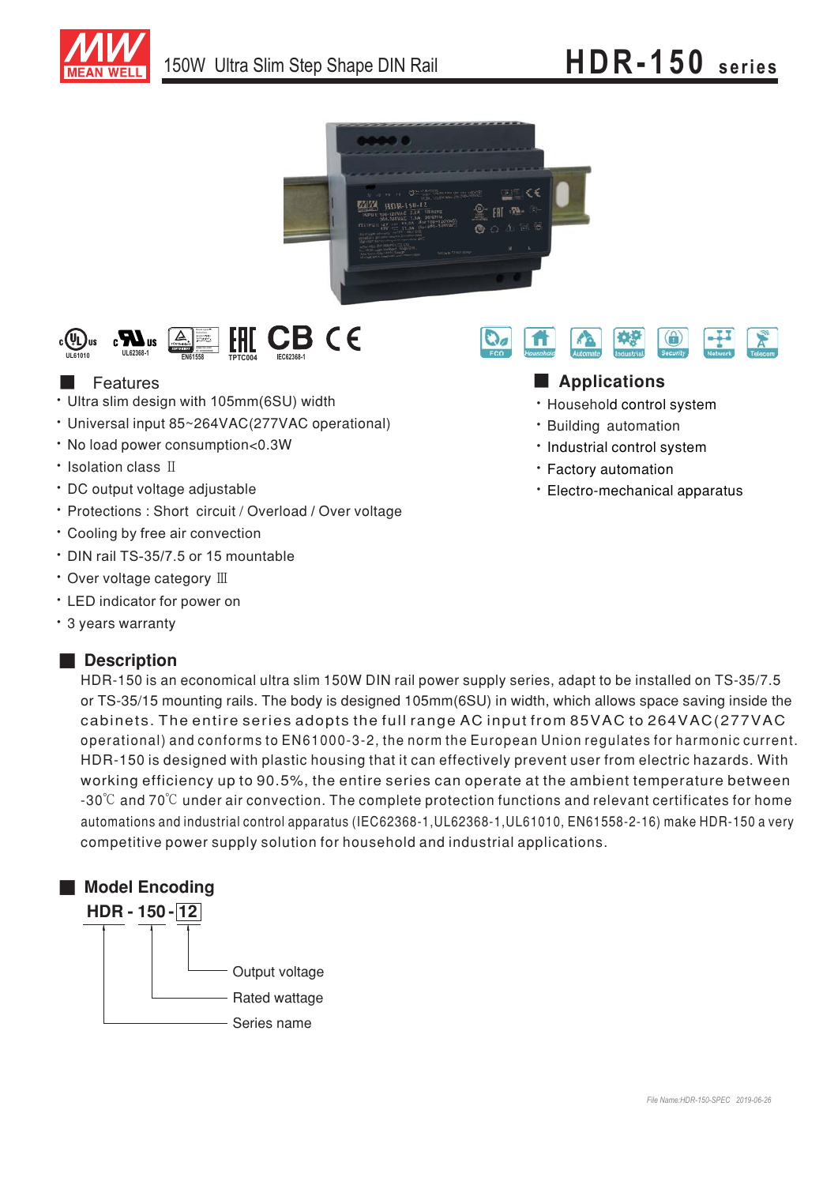# 150W Ultra Slim Step Shape DIN Rail — HDR-150 series

UL61010 UL62368-1 EN61558 TPTC004 IEC62368-1

## Features

- Ultra slim design with 105mm(6SU) width
- Universal input 85~264VAC(277VAC operational)
- No load power consumption<0.3W
- Isolation class Ⅱ
- DC output voltage adjustable
- Protections : Short circuit / Overload / Over voltage
- Cooling by free air convection
- DIN rail TS-35/7.5 or 15 mountable
- Over voltage category Ⅲ
- LED indicator for power on
- 3 years warranty

## Applications

- Household control system
- Building automation
- Industrial control system
- Factory automation
- Electro-mechanical apparatus

## Description

HDR-150 is an economical ultra slim 150W DIN rail power supply series, adapt to be installed on TS-35/7.5 or TS-35/15 mounting rails. The body is designed 105mm(6SU) in width, which allows space saving inside the cabinets. The entire series adopts the full range AC input from 85VAC to 264VAC(277VAC operational) and conforms to EN61000-3-2, the norm the European Union regulates for harmonic current. HDR-150 is designed with plastic housing that it can effectively prevent user from electric hazards. With working efficiency up to 90.5%, the entire series can operate at the ambient temperature between -30℃ and 70℃ under air convection. The complete protection functions and relevant certificates for home automations and industrial control apparatus (IEC62368-1,UL62368-1,UL61010, EN61558-2-16) make HDR-150 a very competitive power supply solution for household and industrial applications.

## Model Encoding

**HDR - 150 - 12**

- 12: Output voltage
- 150: Rated wattage
- HDR: Series name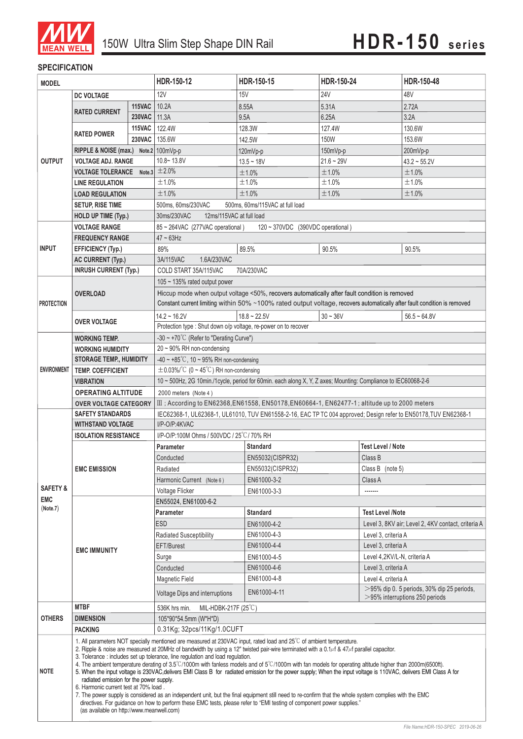# 150W Ultra Slim Step Shape DIN Rail — HDR-150 series

## SPECIFICATION

| MODEL | | | HDR-150-12 | HDR-150-15 | HDR-150-24 | HDR-150-48 |
|---|---|---|---|---|---|---|
| OUTPUT | DC VOLTAGE | | 12V | 15V | 24V | 48V |
| | RATED CURRENT | 115VAC | 10.2A | 8.55A | 5.31A | 2.72A |
| | | 230VAC | 11.3A | 9.5A | 6.25A | 3.2A |
| | RATED POWER | 115VAC | 122.4W | 128.3W | 127.4W | 130.6W |
| | | 230VAC | 135.6W | 142.5W | 150W | 153.6W |
| | RIPPLE & NOISE (max.) Note.2 | | 100mVp-p | 120mVp-p | 150mVp-p | 200mVp-p |
| | VOLTAGE ADJ. RANGE | | 10.8~ 13.8V | 13.5 ~ 18V | 21.6 ~ 29V | 43.2 ~ 55.2V |
| | VOLTAGE TOLERANCE Note.3 | | ±2.0% | ±1.0% | ±1.0% | ±1.0% |
| | LINE REGULATION | | ±1.0% | ±1.0% | ±1.0% | ±1.0% |
| | LOAD REGULATION | | ±1.0% | ±1.0% | ±1.0% | ±1.0% |
| | SETUP, RISE TIME | | 500ms, 60ms/230VAC 500ms, 60ms/115VAC at full load | | | |
| | HOLD UP TIME (Typ.) | | 30ms/230VAC 12ms/115VAC at full load | | | |
| INPUT | VOLTAGE RANGE | | 85 ~ 264VAC (277VAC operational) 120 ~ 370VDC (390VDC operational) | | | |
| | FREQUENCY RANGE | | 47 ~ 63Hz | | | |
| | EFFICIENCY (Typ.) | | 89% | 89.5% | 90.5% | 90.5% |
| | AC CURRENT (Typ.) | | 3A/115VAC 1.6A/230VAC | | | |
| | INRUSH CURRENT (Typ.) | | COLD START 35A/115VAC 70A/230VAC | | | |
| PROTECTION | OVERLOAD | | 105 ~ 135% rated output power | | | |
| | | | Hiccup mode when output voltage <50%, recovers automatically after fault condition is removed<br>Constant current limiting within 50% ~100% rated output voltage, recovers automatically after fault condition is removed | | | |
| | OVER VOLTAGE | | 14.2 ~ 16.2V | 18.8 ~ 22.5V | 30 ~ 36V | 56.5 ~ 64.8V |
| | | | Protection type : Shut down o/p voltage, re-power on to recover | | | |
| ENVIRONMENT | WORKING TEMP. | | -30 ~ +70℃ (Refer to "Derating Curve") | | | |
| | WORKING HUMIDITY | | 20 ~ 90% RH non-condensing | | | |
| | STORAGE TEMP., HUMIDITY | | -40 ~ +85℃, 10 ~ 95% RH non-condensing | | | |
| | TEMP. COEFFICIENT | | ±0.03%/℃ (0 ~ 45℃) RH non-condensing | | | |
| | VIBRATION | | 10 ~ 500Hz, 2G 10min./1cycle, period for 60min. each along X, Y, Z axes; Mounting: Compliance to IEC60068-2-6 | | | |
| | OPERATING ALTITUDE | | 2000 meters (Note 4) | | | |
| | OVER VOLTAGE CATEGORY | | III ; According to EN62368,EN61558, EN50178,EN60664-1, EN62477-1 ; altitude up to 2000 meters | | | |
| SAFETY & EMC (Note.7) | SAFETY STANDARDS | | IEC62368-1, UL62368-1, UL61010, TUV EN61558-2-16, EAC TP TC 004 approved; Design refer to EN50178,TUV EN62368-1 | | | |
| | WITHSTAND VOLTAGE | | I/P-O/P:4KVAC | | | |
| | ISOLATION RESISTANCE | | I/P-O/P:100M Ohms / 500VDC / 25℃/ 70% RH | | | |
| | EMC EMISSION | | **Parameter** / **Standard** / **Test Level / Note**<br>Conducted / EN55032(CISPR32) / Class B<br>Radiated / EN55032(CISPR32) / Class B (note 5)<br>Harmonic Current (Note 6) / EN61000-3-2 / Class A<br>Voltage Flicker / EN61000-3-3 / ------- | | | |
| | EMC IMMUNITY | | EN55024, EN61000-6-2<br>**Parameter** / **Standard** / **Test Level /Note**<br>ESD / EN61000-4-2 / Level 3, 8KV air; Level 2, 4KV contact, criteria A<br>Radiated Susceptibility / EN61000-4-3 / Level 3, criteria A<br>EFT/Burest / EN61000-4-4 / Level 3, criteria A<br>Surge / EN61000-4-5 / Level 4,2KV/L-N, criteria A<br>Conducted / EN61000-4-6 / Level 3, criteria A<br>Magnetic Field / EN61000-4-8 / Level 4, criteria A<br>Voltage Dips and interruptions / EN61000-4-11 / >95% dip 0. 5 periods, 30% dip 25 periods, >95% interruptions 250 periods | | | |
| OTHERS | MTBF | | 536K hrs min. MIL-HDBK-217F (25℃) | | | |
| | DIMENSION | | 105*90*54.5mm (W*H*D) | | | |
| | PACKING | | 0.31Kg; 32pcs/11Kg/1.0CUFT | | | |

**NOTE**

1. All parameters NOT specially mentioned are measured at 230VAC input, rated load and 25℃ of ambient temperature.
2. Ripple & noise are measured at 20MHz of bandwidth by using a 12" twisted pair-wire terminated with a 0.1μf & 47μf parallel capacitor.
3. Tolerance : includes set up tolerance, line regulation and load regulation.
4. The ambient temperature derating of 3.5℃/1000m with fanless models and of 5℃/1000m with fan models for operating altitude higher than 2000m(6500ft).
5. When the input voltage is 230VAC,delivers EMI Class B for radiated emission for the power supply; When the input voltage is 110VAC, delivers EMI Class A for radiated emission for the power supply.
6. Harmonic current test at 70% load .
7. The power supply is considered as an independent unit, but the final equipment still need to re-confirm that the whole system complies with the EMC directives. For guidance on how to perform these EMC tests, please refer to "EMI testing of component power supplies." (as available on http://www.meanwell.com)

File Name:HDR-150-SPEC 2019-06-26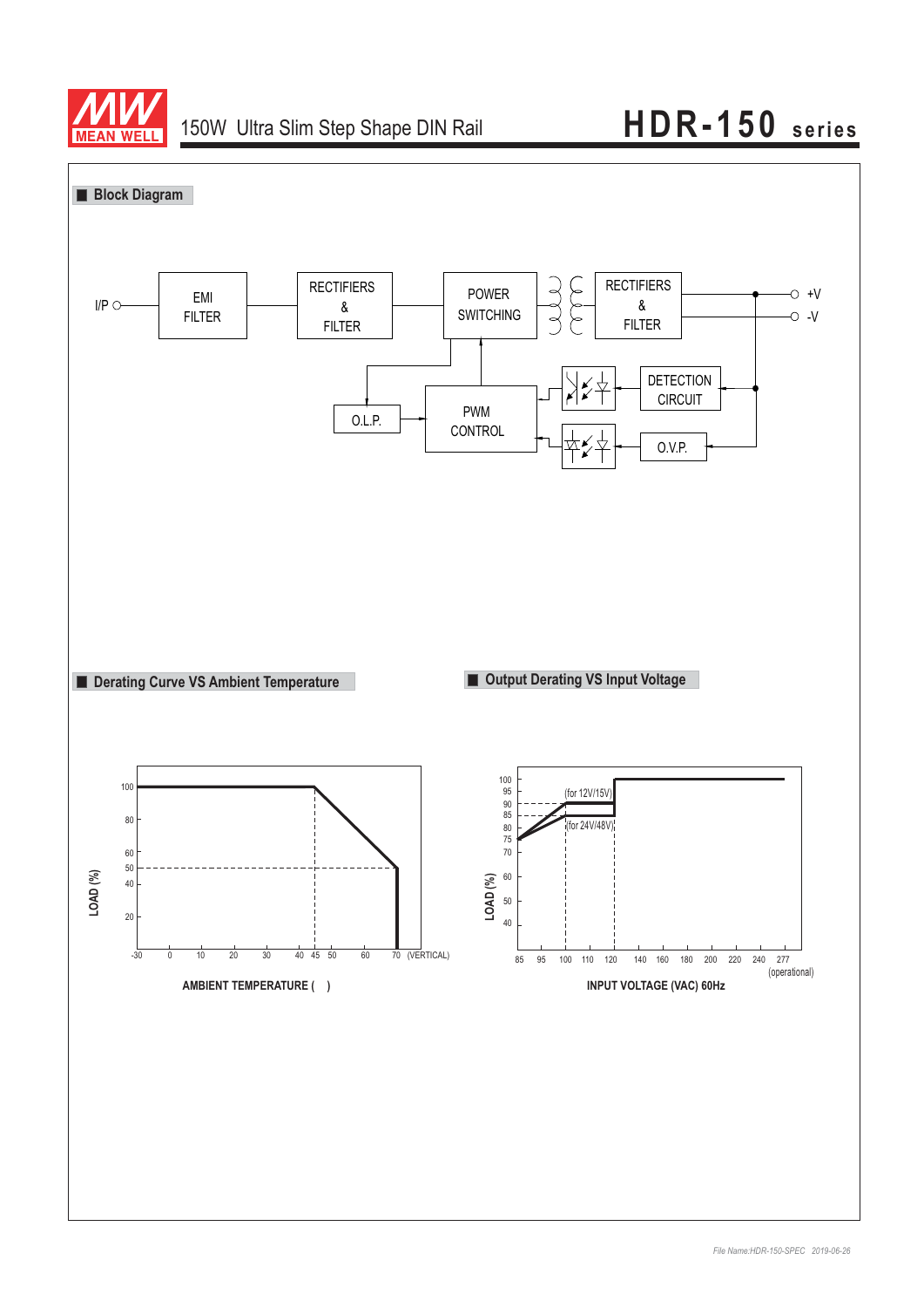## Block Diagram

I/P — EMI FILTER — RECTIFIERS & FILTER — POWER SWITCHING — RECTIFIERS & FILTER — +V / -V

O.L.P. — PWM CONTROL — DETECTION CIRCUIT — O.V.P.

## Derating Curve VS Ambient Temperature

LOAD (%)

100, 80, 60, 50, 40, 20

-30, 0, 10, 20, 30, 40, 45, 50, 60, 70 (VERTICAL)

AMBIENT TEMPERATURE ( )

## Output Derating VS Input Voltage

LOAD (%)

100, 95, 90, 85, 80, 75, 70, 60, 50, 40

(for 12V/15V)

(for 24V/48V)

85, 95, 100, 110, 120, 140, 160, 180, 200, 220, 240, 277 (operational)

INPUT VOLTAGE (VAC) 60Hz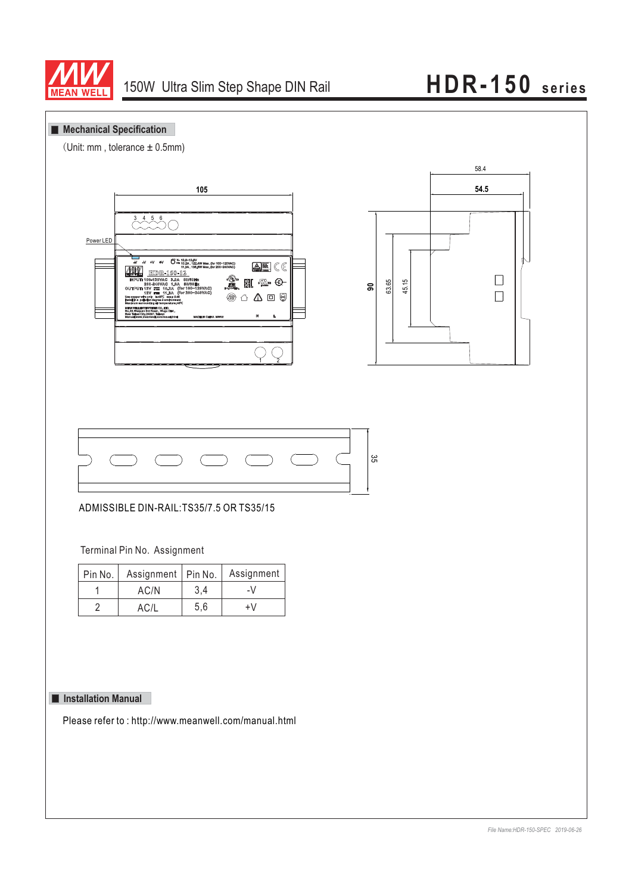■ **Mechanical Specification**

(Unit: mm , tolerance ± 0.5mm)

105

58.4

54.5

3 4 5 6

Power LED

90

63.65

45.15

1 2

35

ADMISSIBLE DIN-RAIL:TS35/7.5 OR TS35/15

Terminal Pin No. Assignment

| Pin No. | Assignment | Pin No. | Assignment |
|---|---|---|---|
| 1 | AC/N | 3,4 | -V |
| 2 | AC/L | 5,6 | +V |

■ **Installation Manual**

Please refer to : http://www.meanwell.com/manual.html